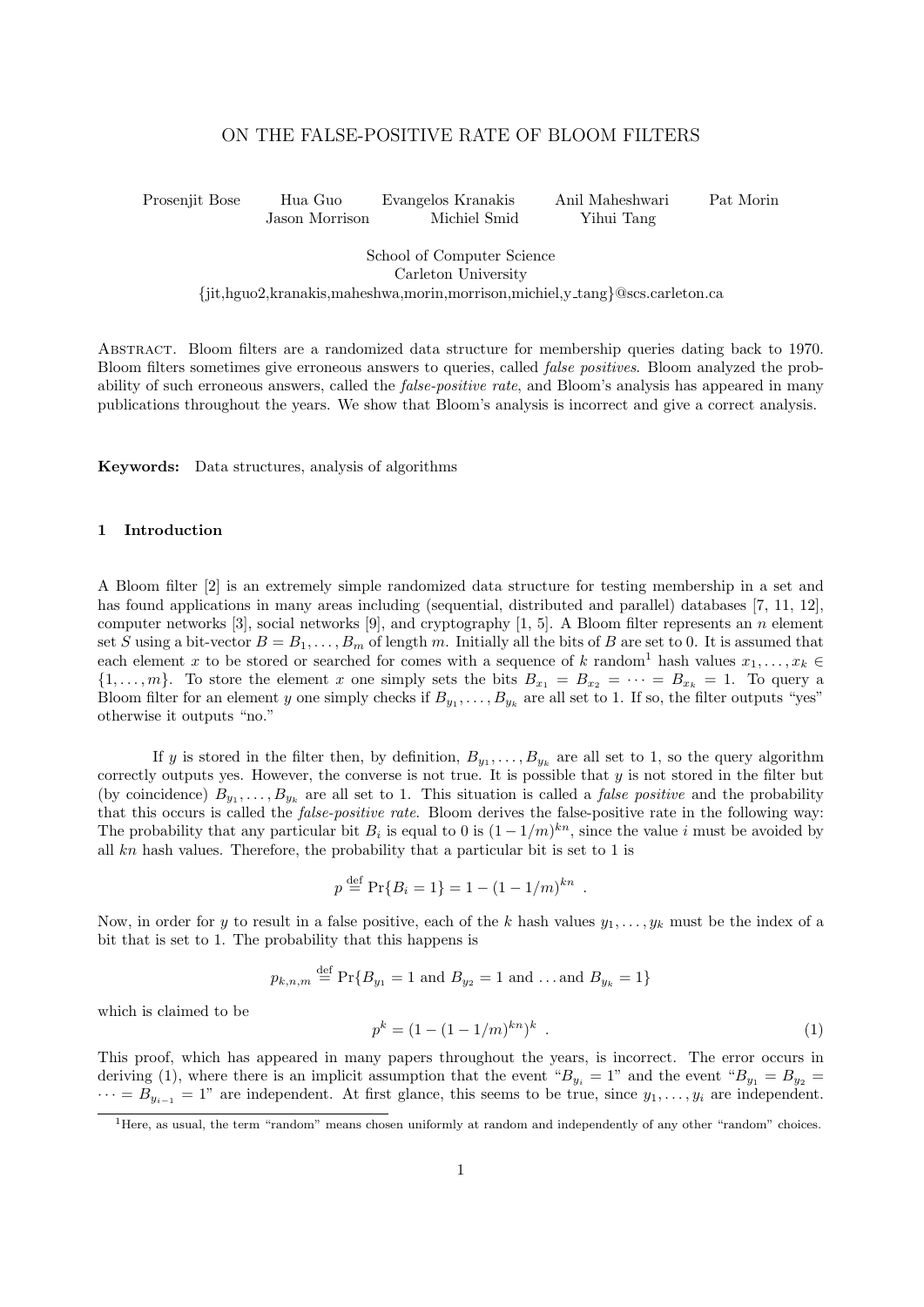# ON THE FALSE-POSITIVE RATE OF BLOOM FILTERS

Prosenjit Bose Hua Guo Evangelos Kranakis Anil Maheshwari Pat Morin
Jason Morrison Michiel Smid Yihui Tang

School of Computer Science
Carleton University
{jit,hguo2,kranakis,maheshwa,morin,morrison,michiel,y_tang}@scs.carleton.ca

Abstract. Bloom filters are a randomized data structure for membership queries dating back to 1970. Bloom filters sometimes give erroneous answers to queries, called *false positives*. Bloom analyzed the probability of such erroneous answers, called the *false-positive rate*, and Bloom's analysis has appeared in many publications throughout the years. We show that Bloom's analysis is incorrect and give a correct analysis.

**Keywords:** Data structures, analysis of algorithms

## 1 Introduction

A Bloom filter [2] is an extremely simple randomized data structure for testing membership in a set and has found applications in many areas including (sequential, distributed and parallel) databases [7, 11, 12], computer networks [3], social networks [9], and cryptography [1, 5]. A Bloom filter represents an $n$ element set $S$ using a bit-vector $B = B_1, \dots, B_m$ of length $m$. Initially all the bits of $B$ are set to 0. It is assumed that each element $x$ to be stored or searched for comes with a sequence of $k$ random[1] hash values $x_1, \dots, x_k \in \{1, \dots, m\}$. To store the element $x$ one simply sets the bits $B_{x_1} = B_{x_2} = \cdots = B_{x_k} = 1$. To query a Bloom filter for an element $y$ one simply checks if $B_{y_1}, \dots, B_{y_k}$ are all set to 1. If so, the filter outputs "yes" otherwise it outputs "no."

If $y$ is stored in the filter then, by definition, $B_{y_1}, \dots, B_{y_k}$ are all set to 1, so the query algorithm correctly outputs yes. However, the converse is not true. It is possible that $y$ is not stored in the filter but (by coincidence) $B_{y_1}, \dots, B_{y_k}$ are all set to 1. This situation is called a *false positive* and the probability that this occurs is called the *false-positive rate*. Bloom derives the false-positive rate in the following way: The probability that any particular bit $B_i$ is equal to 0 is $(1 - 1/m)^{kn}$, since the value $i$ must be avoided by all $kn$ hash values. Therefore, the probability that a particular bit is set to 1 is

$$p \stackrel{\text{def}}{=} \Pr\{B_i = 1\} = 1 - (1 - 1/m)^{kn} \ .$$

Now, in order for $y$ to result in a false positive, each of the $k$ hash values $y_1, \dots, y_k$ must be the index of a bit that is set to 1. The probability that this happens is

$$p_{k,n,m} \stackrel{\text{def}}{=} \Pr\{B_{y_1} = 1 \text{ and } B_{y_2} = 1 \text{ and } \dots \text{and } B_{y_k} = 1\}$$

which is claimed to be

$$p^k = (1 - (1 - 1/m)^{kn})^k \ . \tag{1}$$

This proof, which has appeared in many papers throughout the years, is incorrect. The error occurs in deriving (1), where there is an implicit assumption that the event "$B_{y_i} = 1$" and the event "$B_{y_1} = B_{y_2} = \cdots = B_{y_{i-1}} = 1$" are independent. At first glance, this seems to be true, since $y_1, \dots, y_i$ are independent.

[1] Here, as usual, the term "random" means chosen uniformly at random and independently of any other "random" choices.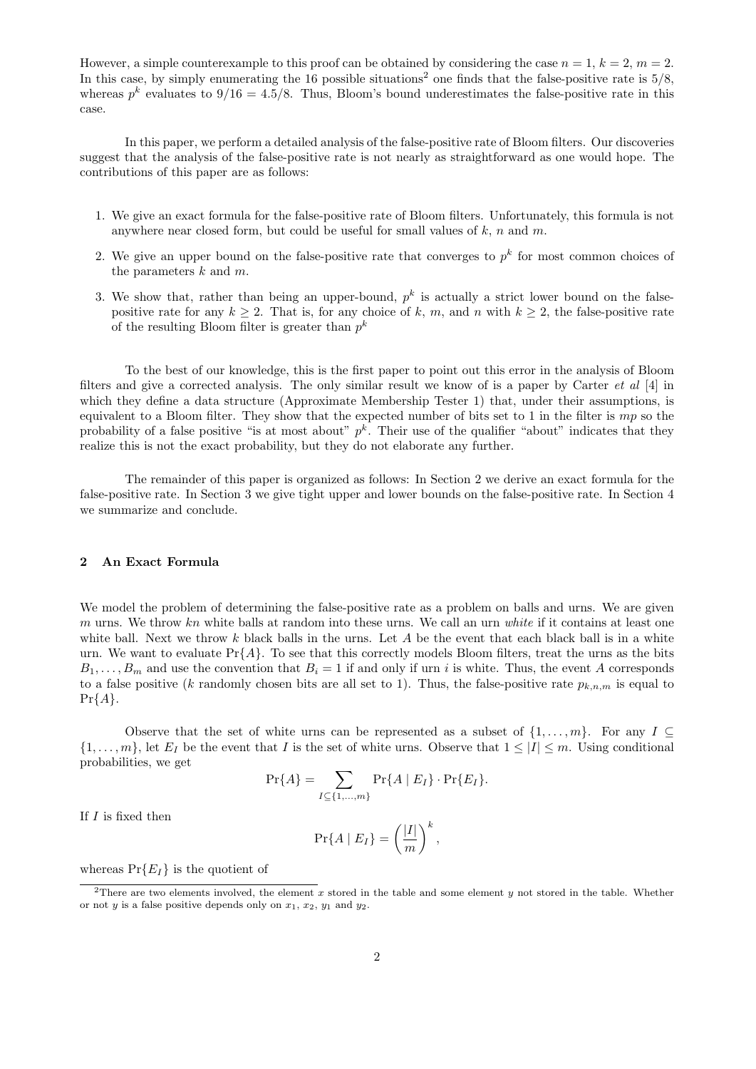However, a simple counterexample to this proof can be obtained by considering the case $n = 1$, $k = 2$, $m = 2$. In this case, by simply enumerating the 16 possible situations[2] one finds that the false-positive rate is $5/8$, whereas $p^k$ evaluates to $9/16 = 4.5/8$. Thus, Bloom's bound underestimates the false-positive rate in this case.

In this paper, we perform a detailed analysis of the false-positive rate of Bloom filters. Our discoveries suggest that the analysis of the false-positive rate is not nearly as straightforward as one would hope. The contributions of this paper are as follows:

1. We give an exact formula for the false-positive rate of Bloom filters. Unfortunately, this formula is not anywhere near closed form, but could be useful for small values of $k$, $n$ and $m$.
2. We give an upper bound on the false-positive rate that converges to $p^k$ for most common choices of the parameters $k$ and $m$.
3. We show that, rather than being an upper-bound, $p^k$ is actually a strict lower bound on the false-positive rate for any $k \geq 2$. That is, for any choice of $k$, $m$, and $n$ with $k \geq 2$, the false-positive rate of the resulting Bloom filter is greater than $p^k$

To the best of our knowledge, this is the first paper to point out this error in the analysis of Bloom filters and give a corrected analysis. The only similar result we know of is a paper by Carter *et al* [4] in which they define a data structure (Approximate Membership Tester 1) that, under their assumptions, is equivalent to a Bloom filter. They show that the expected number of bits set to 1 in the filter is $mp$ so the probability of a false positive "is at most about" $p^k$. Their use of the qualifier "about" indicates that they realize this is not the exact probability, but they do not elaborate any further.

The remainder of this paper is organized as follows: In Section 2 we derive an exact formula for the false-positive rate. In Section 3 we give tight upper and lower bounds on the false-positive rate. In Section 4 we summarize and conclude.

## 2 An Exact Formula

We model the problem of determining the false-positive rate as a problem on balls and urns. We are given $m$ urns. We throw $kn$ white balls at random into these urns. We call an urn *white* if it contains at least one white ball. Next we throw $k$ black balls in the urns. Let $A$ be the event that each black ball is in a white urn. We want to evaluate $\Pr\{A\}$. To see that this correctly models Bloom filters, treat the urns as the bits $B_1, \ldots, B_m$ and use the convention that $B_i = 1$ if and only if urn $i$ is white. Thus, the event $A$ corresponds to a false positive ($k$ randomly chosen bits are all set to 1). Thus, the false-positive rate $p_{k,n,m}$ is equal to $\Pr\{A\}$.

Observe that the set of white urns can be represented as a subset of $\{1, \ldots, m\}$. For any $I \subseteq \{1, \ldots, m\}$, let $E_I$ be the event that $I$ is the set of white urns. Observe that $1 \leq |I| \leq m$. Using conditional probabilities, we get

$$\Pr\{A\} = \sum_{I \subseteq \{1,\ldots,m\}} \Pr\{A \mid E_I\} \cdot \Pr\{E_I\}.$$

If $I$ is fixed then

$$\Pr\{A \mid E_I\} = \left(\frac{|I|}{m}\right)^k,$$

whereas $\Pr\{E_I\}$ is the quotient of

[2] There are two elements involved, the element $x$ stored in the table and some element $y$ not stored in the table. Whether or not $y$ is a false positive depends only on $x_1$, $x_2$, $y_1$ and $y_2$.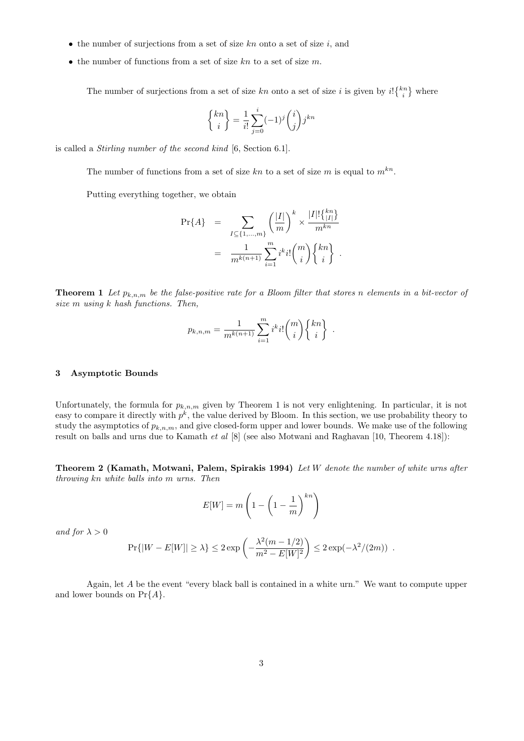- the number of surjections from a set of size $kn$ onto a set of size $i$, and
- the number of functions from a set of size $kn$ to a set of size $m$.

The number of surjections from a set of size $kn$ onto a set of size $i$ is given by $i!\left\{ {kn \atop i} \right\}$ where

$$\left\{ {kn \atop i} \right\} = \frac{1}{i!}\sum_{j=0}^{i}(-1)^j\binom{i}{j}j^{kn}$$

is called a *Stirling number of the second kind* [6, Section 6.1].

The number of functions from a set of size $kn$ to a set of size $m$ is equal to $m^{kn}$.

Putting everything together, we obtain

$$\begin{aligned}
\Pr\{A\} &= \sum_{I \subseteq \{1,\ldots,m\}} \left(\frac{|I|}{m}\right)^k \times \frac{|I|!\left\{ {kn \atop |I|} \right\}}{m^{kn}} \\
&= \frac{1}{m^{k(n+1)}}\sum_{i=1}^{m} i^k i! \binom{m}{i}\left\{ {kn \atop i} \right\} .
\end{aligned}$$

**Theorem 1** *Let $p_{k,n,m}$ be the false-positive rate for a Bloom filter that stores $n$ elements in a bit-vector of size $m$ using $k$ hash functions. Then,*

$$p_{k,n,m} = \frac{1}{m^{k(n+1)}}\sum_{i=1}^{m} i^k i! \binom{m}{i}\left\{ {kn \atop i} \right\} .$$

## 3 Asymptotic Bounds

Unfortunately, the formula for $p_{k,n,m}$ given by Theorem 1 is not very enlightening. In particular, it is not easy to compare it directly with $p^k$, the value derived by Bloom. In this section, we use probability theory to study the asymptotics of $p_{k,n,m}$, and give closed-form upper and lower bounds. We make use of the following result on balls and urns due to Kamath *et al* [8] (see also Motwani and Raghavan [10, Theorem 4.18]):

**Theorem 2 (Kamath, Motwani, Palem, Spirakis 1994)** *Let $W$ denote the number of white urns after throwing $kn$ white balls into $m$ urns. Then*

$$E[W] = m\left(1 - \left(1 - \frac{1}{m}\right)^{kn}\right)$$

*and for $\lambda > 0$*

$$\Pr\{|W - E[W]| \geq \lambda\} \leq 2\exp\left(-\frac{\lambda^2(m - 1/2)}{m^2 - E[W]^2}\right) \leq 2\exp(-\lambda^2/(2m)) .$$

Again, let $A$ be the event "every black ball is contained in a white urn." We want to compute upper and lower bounds on $\Pr\{A\}$.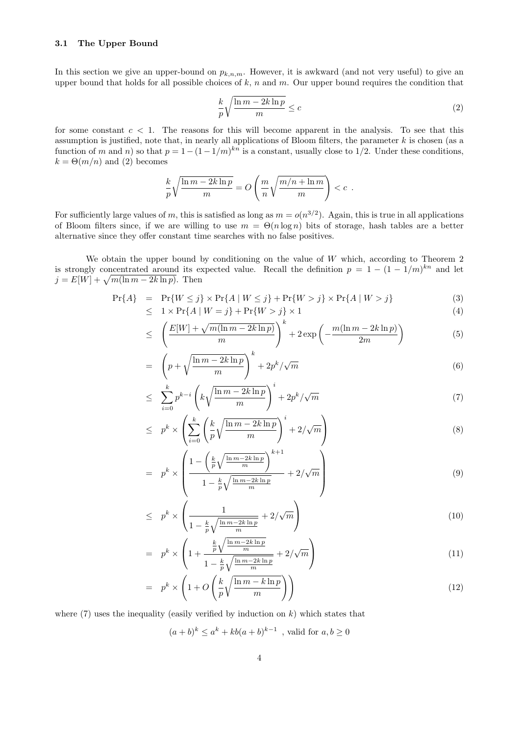### 3.1 The Upper Bound

In this section we give an upper-bound on $p_{k,n,m}$. However, it is awkward (and not very useful) to give an upper bound that holds for all possible choices of $k$, $n$ and $m$. Our upper bound requires the condition that

$$\frac{k}{p}\sqrt{\frac{\ln m - 2k\ln p}{m}} \le c \tag{2}$$

for some constant $c < 1$. The reasons for this will become apparent in the analysis. To see that this assumption is justified, note that, in nearly all applications of Bloom filters, the parameter $k$ is chosen (as a function of $m$ and $n$) so that $p = 1-(1-1/m)^{kn}$ is a constant, usually close to 1/2. Under these conditions, $k = \Theta(m/n)$ and (2) becomes

$$\frac{k}{p}\sqrt{\frac{\ln m - 2k\ln p}{m}} = O\left(\frac{m}{n}\sqrt{\frac{m/n + \ln m}{m}}\right) < c \ .$$

For sufficiently large values of $m$, this is satisfied as long as $m = o(n^{3/2})$. Again, this is true in all applications of Bloom filters since, if we are willing to use $m = \Theta(n \log n)$ bits of storage, hash tables are a better alternative since they offer constant time searches with no false positives.

We obtain the upper bound by conditioning on the value of $W$ which, according to Theorem 2 is strongly concentrated around its expected value. Recall the definition $p = 1-(1-1/m)^{kn}$ and let $j = E[W] + \sqrt{m(\ln m - 2k\ln p)}$. Then

$$
\begin{aligned}
\Pr\{A\} &= \Pr\{W \le j\} \times \Pr\{A \mid W \le j\} + \Pr\{W > j\} \times \Pr\{A \mid W > j\} && (3)\\
&\le 1 \times \Pr\{A \mid W = j\} + \Pr\{W > j\} \times 1 && (4)\\
&\le \left(\frac{E[W] + \sqrt{m(\ln m - 2k\ln p)}}{m}\right)^k + 2\exp\left(-\frac{m(\ln m - 2k\ln p)}{2m}\right) && (5)\\
&= \left(p + \sqrt{\frac{\ln m - 2k\ln p}{m}}\right)^k + 2p^k/\sqrt{m} && (6)\\
&\le \sum_{i=0}^{k} p^{k-i}\left(k\sqrt{\frac{\ln m - 2k\ln p}{m}}\right)^i + 2p^k/\sqrt{m} && (7)\\
&\le p^k \times \left(\sum_{i=0}^{k}\left(\frac{k}{p}\sqrt{\frac{\ln m - 2k\ln p}{m}}\right)^i + 2/\sqrt{m}\right) && (8)\\
&= p^k \times \left(\frac{1-\left(\frac{k}{p}\sqrt{\frac{\ln m - 2k\ln p}{m}}\right)^{k+1}}{1-\frac{k}{p}\sqrt{\frac{\ln m - 2k\ln p}{m}}} + 2/\sqrt{m}\right) && (9)\\
&\le p^k \times \left(\frac{1}{1-\frac{k}{p}\sqrt{\frac{\ln m - 2k\ln p}{m}}} + 2/\sqrt{m}\right) && (10)\\
&= p^k \times \left(1 + \frac{\frac{k}{p}\sqrt{\frac{\ln m - 2k\ln p}{m}}}{1-\frac{k}{p}\sqrt{\frac{\ln m - 2k\ln p}{m}}} + 2/\sqrt{m}\right) && (11)\\
&= p^k \times \left(1 + O\left(\frac{k}{p}\sqrt{\frac{\ln m - k\ln p}{m}}\right)\right) && (12)
\end{aligned}
$$

where (7) uses the inequality (easily verified by induction on $k$) which states that

$$(a+b)^k \le a^k + kb(a+b)^{k-1} \text{ , valid for } a, b \ge 0$$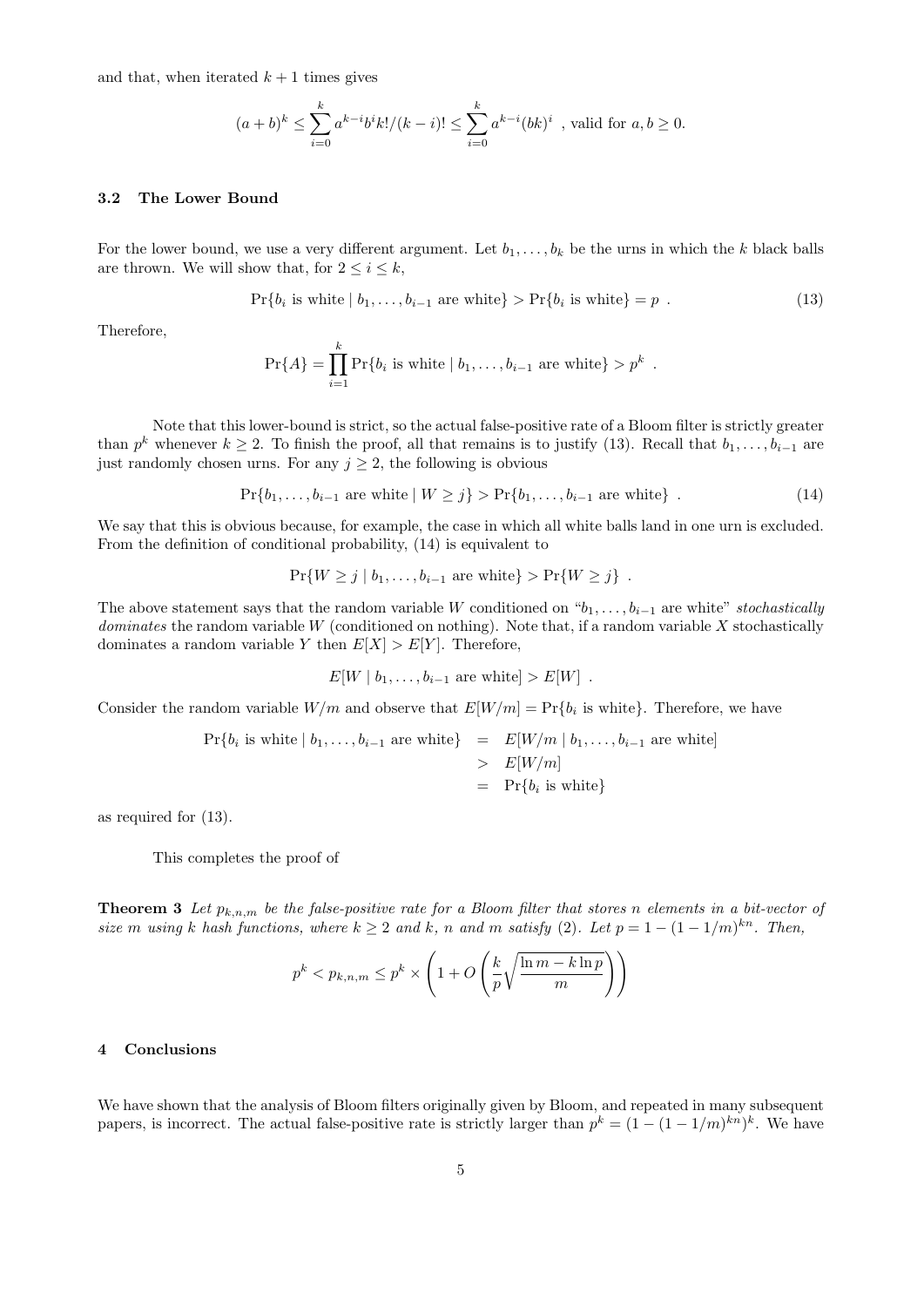and that, when iterated $k+1$ times gives

$$(a+b)^k \leq \sum_{i=0}^{k} a^{k-i} b^i k!/(k-i)! \leq \sum_{i=0}^{k} a^{k-i}(bk)^i \text{ , valid for } a, b \geq 0.$$

### 3.2 The Lower Bound

For the lower bound, we use a very different argument. Let $b_1, \ldots, b_k$ be the urns in which the $k$ black balls are thrown. We will show that, for $2 \leq i \leq k$,

$$\Pr\{b_i \text{ is white} \mid b_1, \ldots, b_{i-1} \text{ are white}\} > \Pr\{b_i \text{ is white}\} = p \ . \tag{13}$$

Therefore,

$$\Pr\{A\} = \prod_{i=1}^{k} \Pr\{b_i \text{ is white} \mid b_1, \ldots, b_{i-1} \text{ are white}\} > p^k \ .$$

Note that this lower-bound is strict, so the actual false-positive rate of a Bloom filter is strictly greater than $p^k$ whenever $k \geq 2$. To finish the proof, all that remains is to justify (13). Recall that $b_1, \ldots, b_{i-1}$ are just randomly chosen urns. For any $j \geq 2$, the following is obvious

$$\Pr\{b_1, \ldots, b_{i-1} \text{ are white} \mid W \geq j\} > \Pr\{b_1, \ldots, b_{i-1} \text{ are white}\} \ . \tag{14}$$

We say that this is obvious because, for example, the case in which all white balls land in one urn is excluded. From the definition of conditional probability, (14) is equivalent to

$$\Pr\{W \geq j \mid b_1, \ldots, b_{i-1} \text{ are white}\} > \Pr\{W \geq j\} \ .$$

The above statement says that the random variable $W$ conditioned on "$b_1, \ldots, b_{i-1}$ are white" *stochastically dominates* the random variable $W$ (conditioned on nothing). Note that, if a random variable $X$ stochastically dominates a random variable $Y$ then $E[X] > E[Y]$. Therefore,

$$E[W \mid b_1, \ldots, b_{i-1} \text{ are white}] > E[W] \ .$$

Consider the random variable $W/m$ and observe that $E[W/m] = \Pr\{b_i \text{ is white}\}$. Therefore, we have

$$\begin{aligned}
\Pr\{b_i \text{ is white} \mid b_1, \ldots, b_{i-1} \text{ are white}\} &= E[W/m \mid b_1, \ldots, b_{i-1} \text{ are white}] \\
&> E[W/m] \\
&= \Pr\{b_i \text{ is white}\}
\end{aligned}$$

as required for (13).

This completes the proof of

**Theorem 3** *Let $p_{k,n,m}$ be the false-positive rate for a Bloom filter that stores $n$ elements in a bit-vector of size $m$ using $k$ hash functions, where $k \geq 2$ and $k$, $n$ and $m$ satisfy (2). Let $p = 1 - (1 - 1/m)^{kn}$. Then,*

$$p^k < p_{k,n,m} \leq p^k \times \left(1 + O\left(\frac{k}{p}\sqrt{\frac{\ln m - k \ln p}{m}}\right)\right)$$

## 4 Conclusions

We have shown that the analysis of Bloom filters originally given by Bloom, and repeated in many subsequent papers, is incorrect. The actual false-positive rate is strictly larger than $p^k = (1 - (1 - 1/m)^{kn})^k$. We have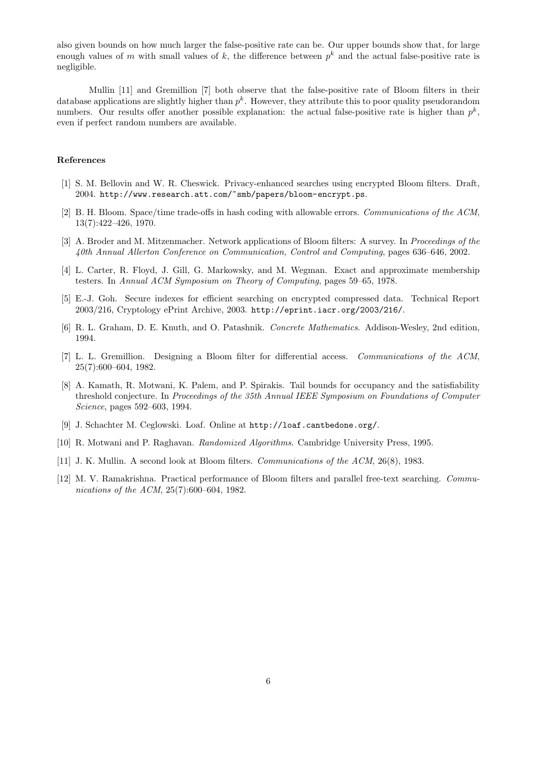also given bounds on how much larger the false-positive rate can be. Our upper bounds show that, for large enough values of $m$ with small values of $k$, the difference between $p^k$ and the actual false-positive rate is negligible.

Mullin [11] and Gremillion [7] both observe that the false-positive rate of Bloom filters in their database applications are slightly higher than $p^k$. However, they attribute this to poor quality pseudorandom numbers. Our results offer another possible explanation: the actual false-positive rate is higher than $p^k$, even if perfect random numbers are available.

### References

[1] S. M. Bellovin and W. R. Cheswick. Privacy-enhanced searches using encrypted Bloom filters. Draft, 2004. `http://www.research.att.com/~smb/papers/bloom-encrypt.ps`.

[2] B. H. Bloom. Space/time trade-offs in hash coding with allowable errors. *Communications of the ACM*, 13(7):422–426, 1970.

[3] A. Broder and M. Mitzenmacher. Network applications of Bloom filters: A survey. In *Proceedings of the 40th Annual Allerton Conference on Communication, Control and Computing*, pages 636–646, 2002.

[4] L. Carter, R. Floyd, J. Gill, G. Markowsky, and M. Wegman. Exact and approximate membership testers. In *Annual ACM Symposium on Theory of Computing*, pages 59–65, 1978.

[5] E.-J. Goh. Secure indexes for efficient searching on encrypted compressed data. Technical Report 2003/216, Cryptology ePrint Archive, 2003. `http://eprint.iacr.org/2003/216/`.

[6] R. L. Graham, D. E. Knuth, and O. Patashnik. *Concrete Mathematics*. Addison-Wesley, 2nd edition, 1994.

[7] L. L. Gremillion. Designing a Bloom filter for differential access. *Communications of the ACM*, 25(7):600–604, 1982.

[8] A. Kamath, R. Motwani, K. Palem, and P. Spirakis. Tail bounds for occupancy and the satisfiability threshold conjecture. In *Proceedings of the 35th Annual IEEE Symposium on Foundations of Computer Science*, pages 592–603, 1994.

[9] J. Schachter M. Ceglowski. Loaf. Online at `http://loaf.cantbedone.org/`.

[10] R. Motwani and P. Raghavan. *Randomized Algorithms*. Cambridge University Press, 1995.

[11] J. K. Mullin. A second look at Bloom filters. *Communications of the ACM*, 26(8), 1983.

[12] M. V. Ramakrishna. Practical performance of Bloom filters and parallel free-text searching. *Communications of the ACM*, 25(7):600–604, 1982.